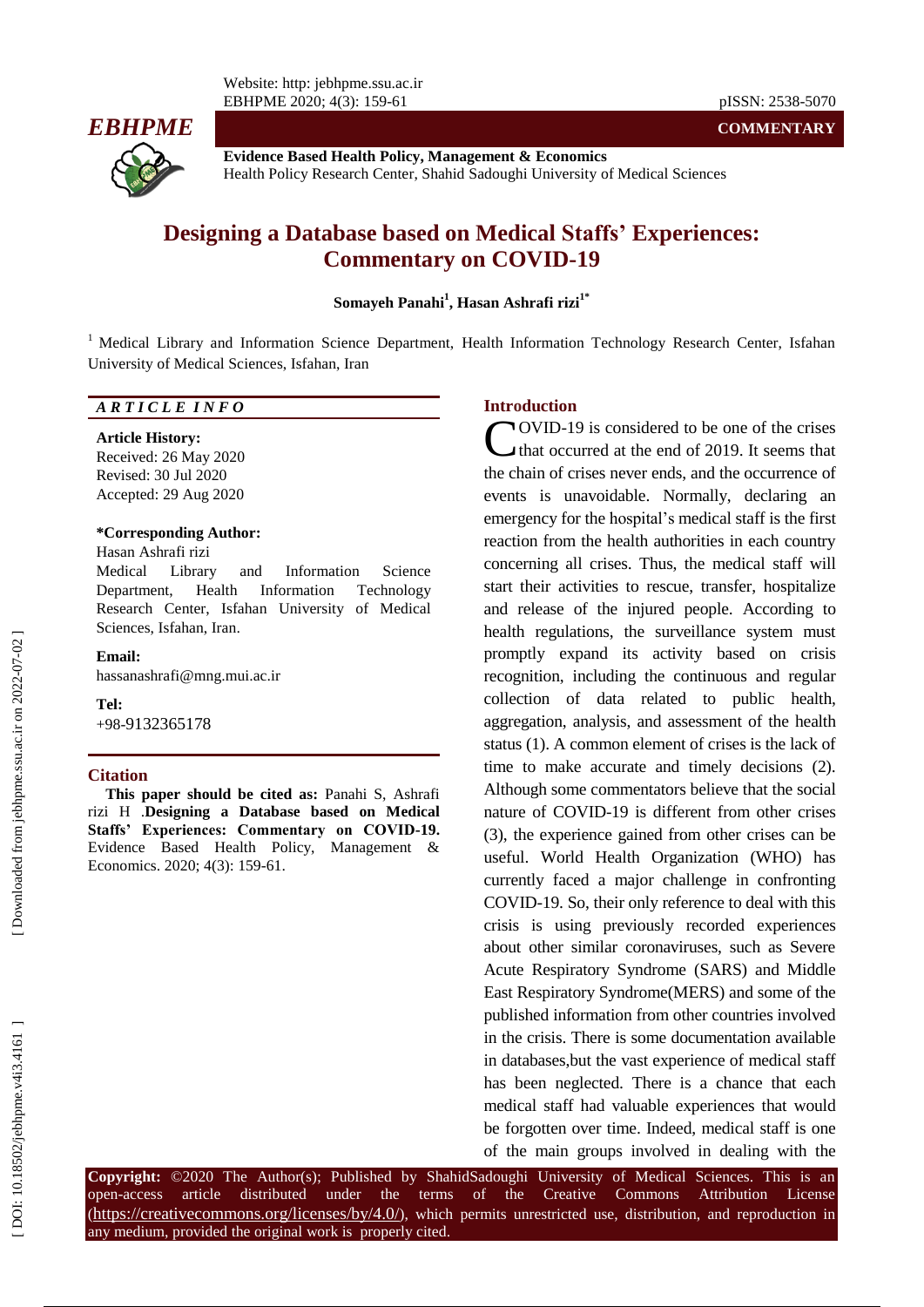COMMENTARY

# Designing a Database based on Medical Staffs' Experiences: Commentary on COVID-19

**Somayeh Panahi[1], Hasan Ashrafi rizi[1*]**

[1] Medical Library and Information Science Department, Health Information Technology Research Center, Isfahan University of Medical Sciences, Isfahan, Iran

### ARTICLE INFO

**Article History:**
Received: 26 May 2020
Revised: 30 Jul 2020
Accepted: 29 Aug 2020

**\*Corresponding Author:**
Hasan Ashrafi rizi
Medical Library and Information Science Department, Health Information Technology Research Center, Isfahan University of Medical Sciences, Isfahan, Iran.

**Email:**
hassanashrafi@mng.mui.ac.ir

**Tel:**
+98-9132365178

### Citation

**This paper should be cited as:** Panahi S, Ashrafi rizi H .**Designing a Database based on Medical Staffs' Experiences: Commentary on COVID-19.** Evidence Based Health Policy, Management & Economics. 2020; 4(3): 159-61.

## Introduction

COVID-19 is considered to be one of the crises that occurred at the end of 2019. It seems that the chain of crises never ends, and the occurrence of events is unavoidable. Normally, declaring an emergency for the hospital's medical staff is the first reaction from the health authorities in each country concerning all crises. Thus, the medical staff will start their activities to rescue, transfer, hospitalize and release of the injured people. According to health regulations, the surveillance system must promptly expand its activity based on crisis recognition, including the continuous and regular collection of data related to public health, aggregation, analysis, and assessment of the health status (1). A common element of crises is the lack of time to make accurate and timely decisions (2). Although some commentators believe that the social nature of COVID-19 is different from other crises (3), the experience gained from other crises can be useful. World Health Organization (WHO) has currently faced a major challenge in confronting COVID-19. So, their only reference to deal with this crisis is using previously recorded experiences about other similar coronaviruses, such as Severe Acute Respiratory Syndrome (SARS) and Middle East Respiratory Syndrome(MERS) and some of the published information from other countries involved in the crisis. There is some documentation available in databases,but the vast experience of medical staff has been neglected. There is a chance that each medical staff had valuable experiences that would be forgotten over time. Indeed, medical staff is one of the main groups involved in dealing with the

**Copyright:** ©2020 The Author(s); Published by ShahidSadoughi University of Medical Sciences. This is an open-access article distributed under the terms of the Creative Commons Attribution License (https://creativecommons.org/licenses/by/4.0/), which permits unrestricted use, distribution, and reproduction in any medium, provided the original work is properly cited.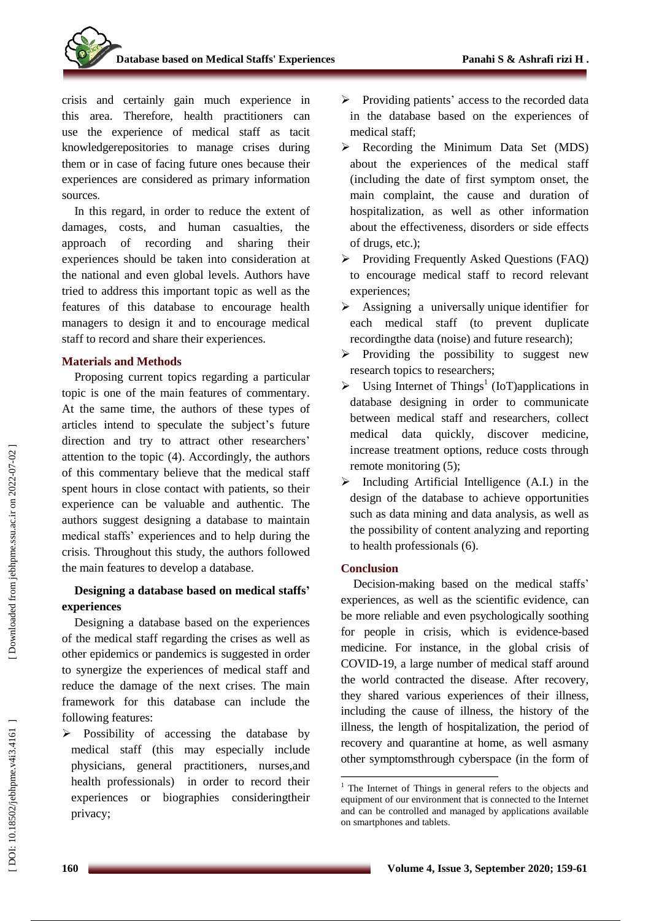crisis and certainly gain much experience in this area. Therefore, health practitioners can use the experience of medical staff as tacit knowledgerepositories to manage crises during them or in case of facing future ones because their experiences are considered as primary information sources.

In this regard, in order to reduce the extent of damages, costs, and human casualties, the approach of recording and sharing their experiences should be taken into consideration at the national and even global levels. Authors have tried to address this important topic as well as the features of this database to encourage health managers to design it and to encourage medical staff to record and share their experiences.

## Materials and Methods

Proposing current topics regarding a particular topic is one of the main features of commentary. At the same time, the authors of these types of articles intend to speculate the subject's future direction and try to attract other researchers' attention to the topic (4). Accordingly, the authors of this commentary believe that the medical staff spent hours in close contact with patients, so their experience can be valuable and authentic. The authors suggest designing a database to maintain medical staffs' experiences and to help during the crisis. Throughout this study, the authors followed the main features to develop a database.

### Designing a database based on medical staffs' experiences

Designing a database based on the experiences of the medical staff regarding the crises as well as other epidemics or pandemics is suggested in order to synergize the experiences of medical staff and reduce the damage of the next crises. The main framework for this database can include the following features:

- Possibility of accessing the database by medical staff (this may especially include physicians, general practitioners, nurses,and health professionals) in order to record their experiences or biographies consideringtheir privacy;
- Providing patients' access to the recorded data in the database based on the experiences of medical staff;
- Recording the Minimum Data Set (MDS) about the experiences of the medical staff (including the date of first symptom onset, the main complaint, the cause and duration of hospitalization, as well as other information about the effectiveness, disorders or side effects of drugs, etc.);
- Providing Frequently Asked Questions (FAQ) to encourage medical staff to record relevant experiences;
- Assigning a universally unique identifier for each medical staff (to prevent duplicate recordingthe data (noise) and future research);
- Providing the possibility to suggest new research topics to researchers;
- Using Internet of Things[1] (IoT)applications in database designing in order to communicate between medical staff and researchers, collect medical data quickly, discover medicine, increase treatment options, reduce costs through remote monitoring (5);
- Including Artificial Intelligence (A.I.) in the design of the database to achieve opportunities such as data mining and data analysis, as well as the possibility of content analyzing and reporting to health professionals (6).

## Conclusion

Decision-making based on the medical staffs' experiences, as well as the scientific evidence, can be more reliable and even psychologically soothing for people in crisis, which is evidence-based medicine. For instance, in the global crisis of COVID-19, a large number of medical staff around the world contracted the disease. After recovery, they shared various experiences of their illness, including the cause of illness, the history of the illness, the length of hospitalization, the period of recovery and quarantine at home, as well asmany other symptomsthrough cyberspace (in the form of

[1] The Internet of Things in general refers to the objects and equipment of our environment that is connected to the Internet and can be controlled and managed by applications available on smartphones and tablets.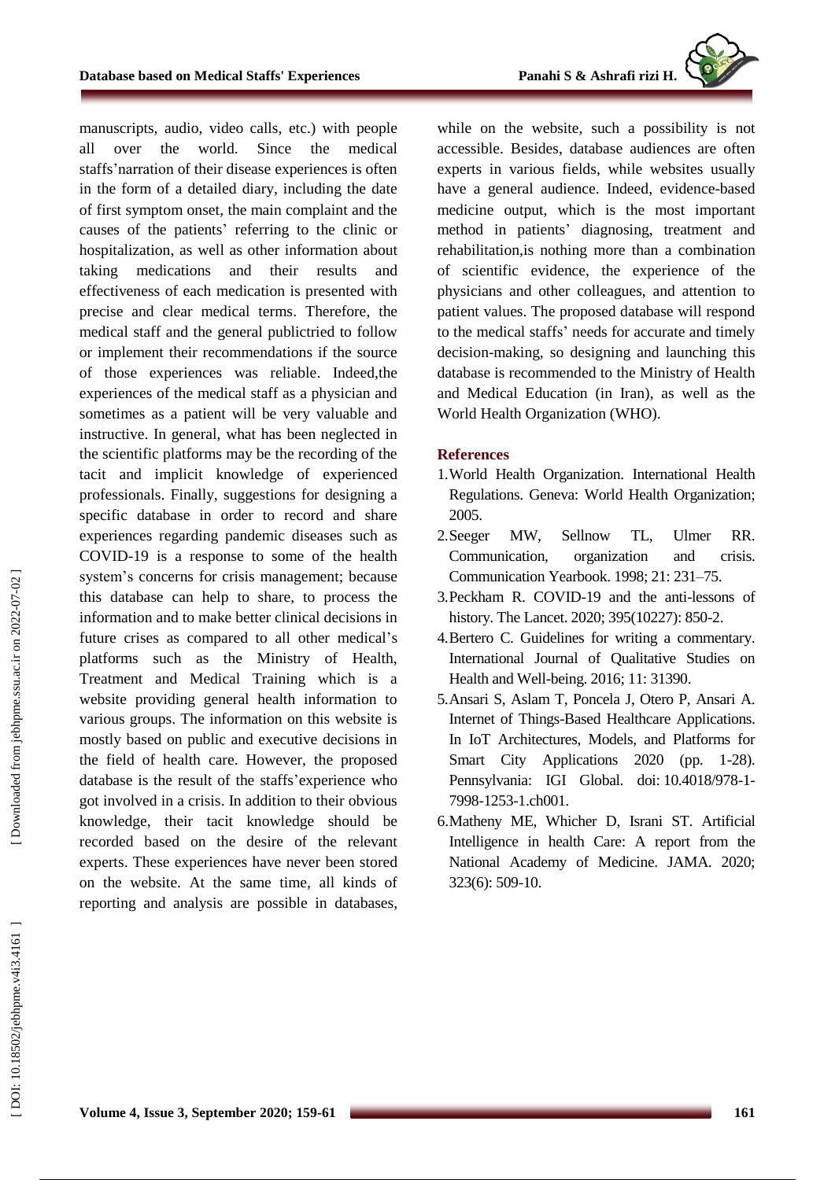manuscripts, audio, video calls, etc.) with people all over the world. Since the medical staffs'narration of their disease experiences is often in the form of a detailed diary, including the date of first symptom onset, the main complaint and the causes of the patients' referring to the clinic or hospitalization, as well as other information about taking medications and their results and effectiveness of each medication is presented with precise and clear medical terms. Therefore, the medical staff and the general publictried to follow or implement their recommendations if the source of those experiences was reliable. Indeed,the experiences of the medical staff as a physician and sometimes as a patient will be very valuable and instructive. In general, what has been neglected in the scientific platforms may be the recording of the tacit and implicit knowledge of experienced professionals. Finally, suggestions for designing a specific database in order to record and share experiences regarding pandemic diseases such as COVID-19 is a response to some of the health system's concerns for crisis management; because this database can help to share, to process the information and to make better clinical decisions in future crises as compared to all other medical's platforms such as the Ministry of Health, Treatment and Medical Training which is a website providing general health information to various groups. The information on this website is mostly based on public and executive decisions in the field of health care. However, the proposed database is the result of the staffs'experience who got involved in a crisis. In addition to their obvious knowledge, their tacit knowledge should be recorded based on the desire of the relevant experts. These experiences have never been stored on the website. At the same time, all kinds of reporting and analysis are possible in databases, while on the website, such a possibility is not accessible. Besides, database audiences are often experts in various fields, while websites usually have a general audience. Indeed, evidence-based medicine output, which is the most important method in patients' diagnosing, treatment and rehabilitation,is nothing more than a combination of scientific evidence, the experience of the physicians and other colleagues, and attention to patient values. The proposed database will respond to the medical staffs' needs for accurate and timely decision-making, so designing and launching this database is recommended to the Ministry of Health and Medical Education (in Iran), as well as the World Health Organization (WHO).

## References

1. World Health Organization. International Health Regulations. Geneva: World Health Organization; 2005.
2. Seeger MW, Sellnow TL, Ulmer RR. Communication, organization and crisis. Communication Yearbook. 1998; 21: 231–75.
3. Peckham R. COVID-19 and the anti-lessons of history. The Lancet. 2020; 395(10227): 850-2.
4. Bertero C. Guidelines for writing a commentary. International Journal of Qualitative Studies on Health and Well-being. 2016; 11: 31390.
5. Ansari S, Aslam T, Poncela J, Otero P, Ansari A. Internet of Things-Based Healthcare Applications. In IoT Architectures, Models, and Platforms for Smart City Applications 2020 (pp. 1-28). Pennsylvania: IGI Global. doi: 10.4018/978-1-7998-1253-1.ch001.
6. Matheny ME, Whicher D, Israni ST. Artificial Intelligence in health Care: A report from the National Academy of Medicine. JAMA. 2020; 323(6): 509-10.